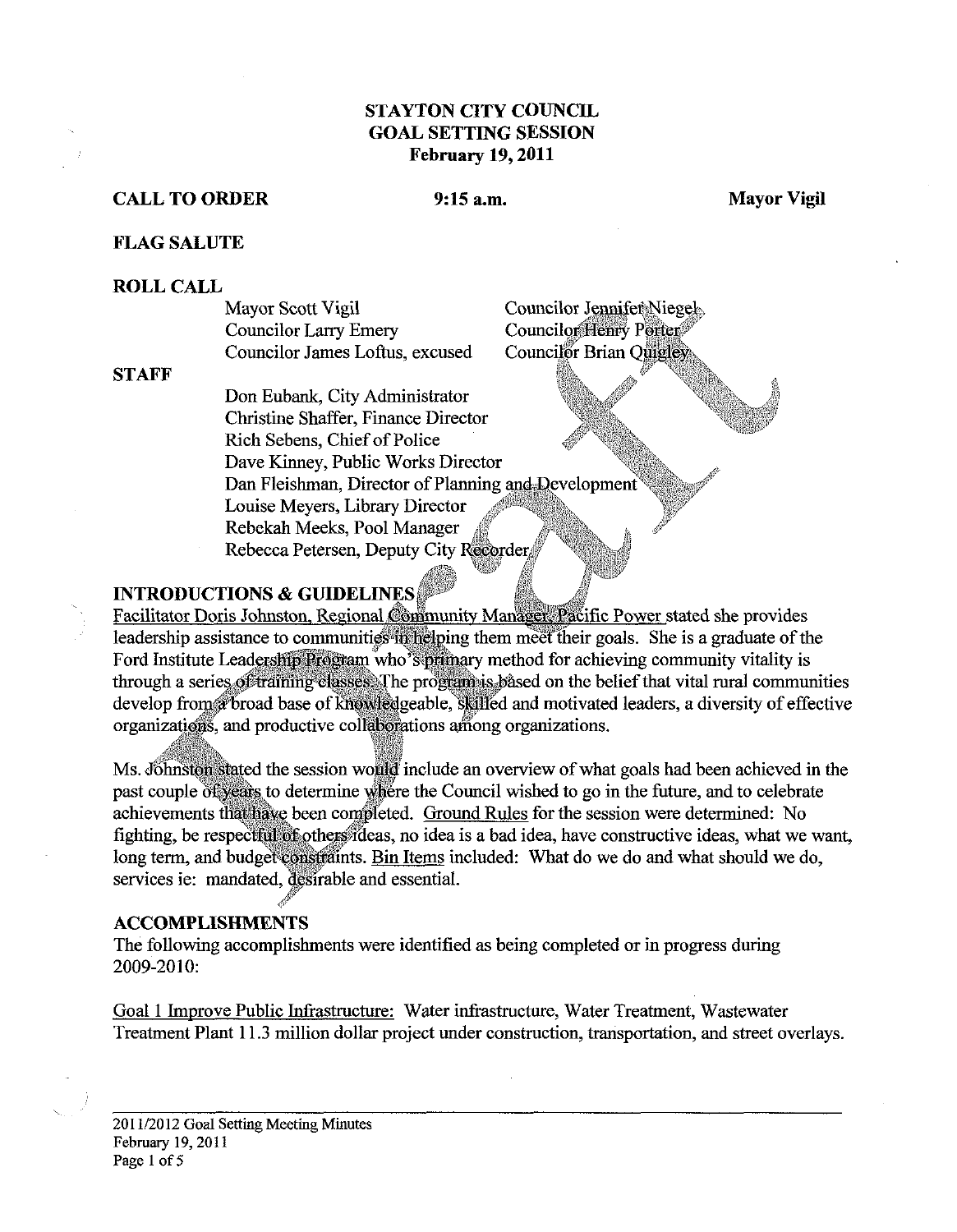# STAYTON CITY COUNCIL
# GOAL SETTING SESSION
# February 19, 2011

**CALL TO ORDER** **9:15 a.m.** **Mayor Vigil**

**FLAG SALUTE**

**ROLL CALL**

Mayor Scott Vigil
Councilor Larry Emery
Councilor James Loftus, excused
Councilor Jennifer Niegel
Councilor Henry Porter
Councilor Brian Quigley

**STAFF**

Don Eubank, City Administrator
Christine Shaffer, Finance Director
Rich Sebens, Chief of Police
Dave Kinney, Public Works Director
Dan Fleishman, Director of Planning and Development
Louise Meyers, Library Director
Rebekah Meeks, Pool Manager
Rebecca Petersen, Deputy City Recorder

## INTRODUCTIONS & GUIDELINES

Facilitator Doris Johnston, Regional Community Manager, Pacific Power stated she provides leadership assistance to communities in helping them meet their goals. She is a graduate of the Ford Institute Leadership Program who's primary method for achieving community vitality is through a series of training classes. The program is based on the belief that vital rural communities develop from a broad base of knowledgeable, skilled and motivated leaders, a diversity of effective organizations, and productive collaborations among organizations.

Ms. Johnston stated the session would include an overview of what goals had been achieved in the past couple of years to determine where the Council wished to go in the future, and to celebrate achievements that have been completed. Ground Rules for the session were determined: No fighting, be respectful of others ideas, no idea is a bad idea, have constructive ideas, what we want, long term, and budget constraints. Bin Items included: What do we do and what should we do, services ie: mandated, desirable and essential.

## ACCOMPLISHMENTS

The following accomplishments were identified as being completed or in progress during 2009-2010:

Goal 1 Improve Public Infrastructure: Water infrastructure, Water Treatment, Wastewater Treatment Plant 11.3 million dollar project under construction, transportation, and street overlays.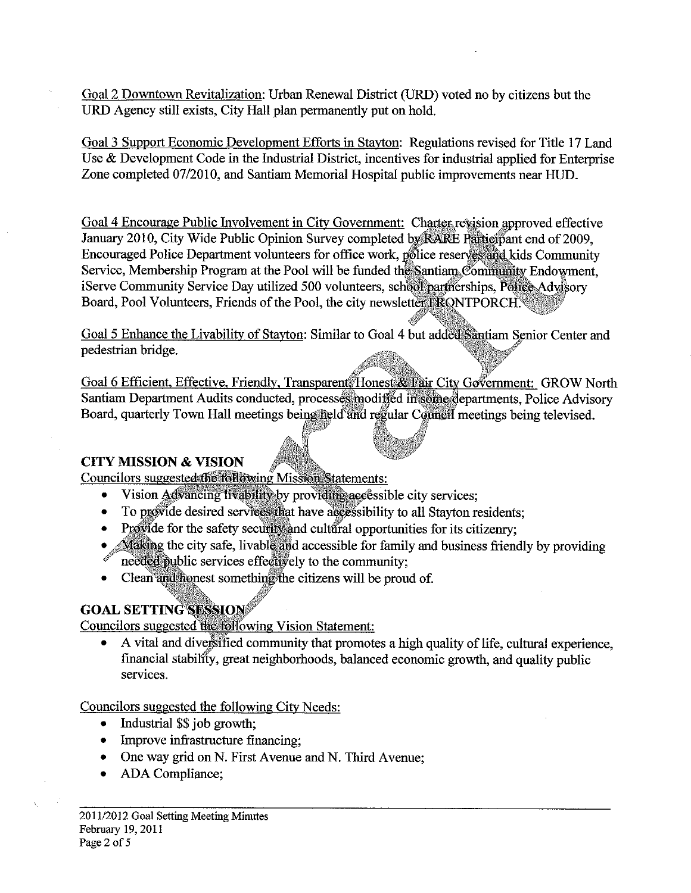Goal 2 Downtown Revitalization: Urban Renewal District (URD) voted no by citizens but the URD Agency still exists, City Hall plan permanently put on hold.

Goal 3 Support Economic Development Efforts in Stayton: Regulations revised for Title 17 Land Use & Development Code in the Industrial District, incentives for industrial applied for Enterprise Zone completed 07/2010, and Santiam Memorial Hospital public improvements near HUD.

Goal 4 Encourage Public Involvement in City Government: Charter revision approved effective January 2010, City Wide Public Opinion Survey completed by RARE Participant end of 2009, Encouraged Police Department volunteers for office work, police reserves and kids Community Service, Membership Program at the Pool will be funded the Santiam Community Endowment, iServe Community Service Day utilized 500 volunteers, school partnerships, Police Advisory Board, Pool Volunteers, Friends of the Pool, the city newsletter FRONTPORCH.

Goal 5 Enhance the Livability of Stayton: Similar to Goal 4 but added Santiam Senior Center and pedestrian bridge.

Goal 6 Efficient, Effective, Friendly, Transparent, Honest & Fair City Government: GROW North Santiam Department Audits conducted, processes modified in some departments, Police Advisory Board, quarterly Town Hall meetings being held and regular Council meetings being televised.

## CITY MISSION & VISION

Councilors suggested the following Mission Statements:

- Vision Advancing livability by providing accessible city services;
- To provide desired services that have accessibility to all Stayton residents;
- Provide for the safety security and cultural opportunities for its citizenry;
- Making the city safe, livable and accessible for family and business friendly by providing needed public services effectively to the community;
- Clean and honest something the citizens will be proud of.

## GOAL SETTING SESSION

Councilors suggested the following Vision Statement:

- A vital and diversified community that promotes a high quality of life, cultural experience, financial stability, great neighborhoods, balanced economic growth, and quality public services.

Councilors suggested the following City Needs:

- Industrial $$ job growth;
- Improve infrastructure financing;
- One way grid on N. First Avenue and N. Third Avenue;
- ADA Compliance;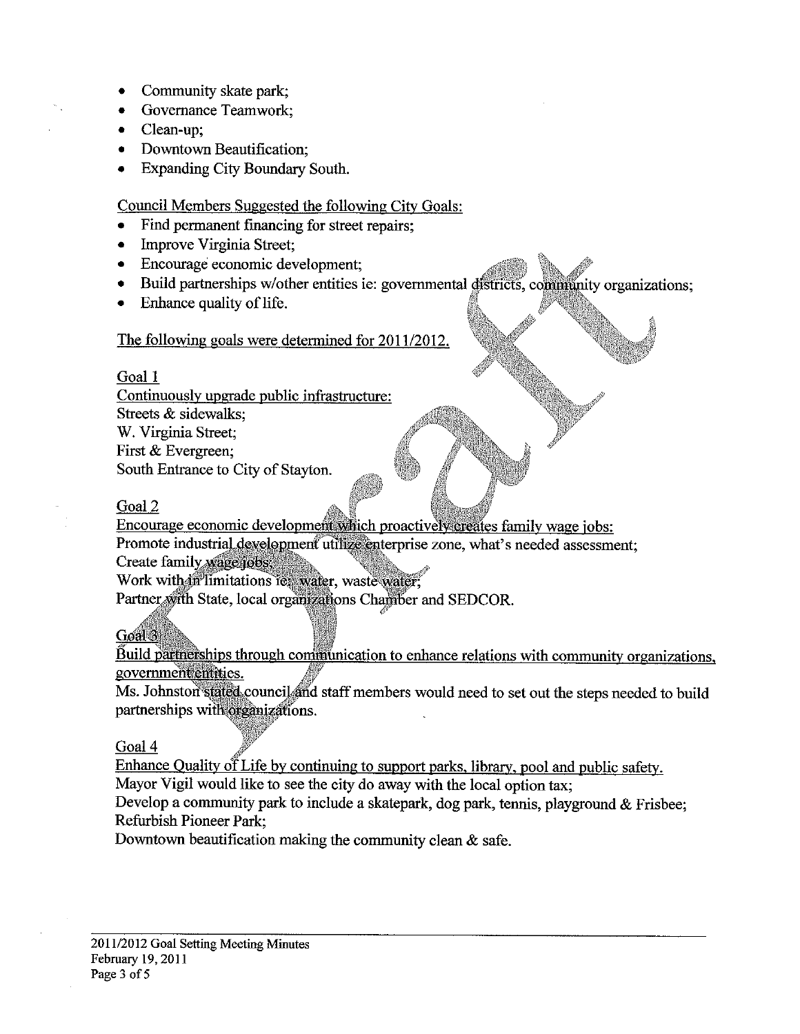- Community skate park;
- Governance Teamwork;
- Clean-up;
- Downtown Beautification;
- Expanding City Boundary South.

Council Members Suggested the following City Goals:

- Find permanent financing for street repairs;
- Improve Virginia Street;
- Encourage economic development;
- Build partnerships w/other entities ie: governmental districts, community organizations;
- Enhance quality of life.

The following goals were determined for 2011/2012.

Goal 1

Continuously upgrade public infrastructure:
Streets & sidewalks;
W. Virginia Street;
First & Evergreen;
South Entrance to City of Stayton.

Goal 2

Encourage economic development which proactively creates family wage jobs:
Promote industrial development utilize enterprise zone, what's needed assessment;
Create family wage jobs;
Work with in limitations ie; water, waste water;
Partner with State, local organizations Chamber and SEDCOR.

Goal 3

Build partnerships through communication to enhance relations with community organizations, government entities.
Ms. Johnston stated council and staff members would need to set out the steps needed to build partnerships with organizations.

Goal 4

Enhance Quality of Life by continuing to support parks, library, pool and public safety.
Mayor Vigil would like to see the city do away with the local option tax;
Develop a community park to include a skatepark, dog park, tennis, playground & Frisbee;
Refurbish Pioneer Park;
Downtown beautification making the community clean & safe.

2011/2012 Goal Setting Meeting Minutes
February 19, 2011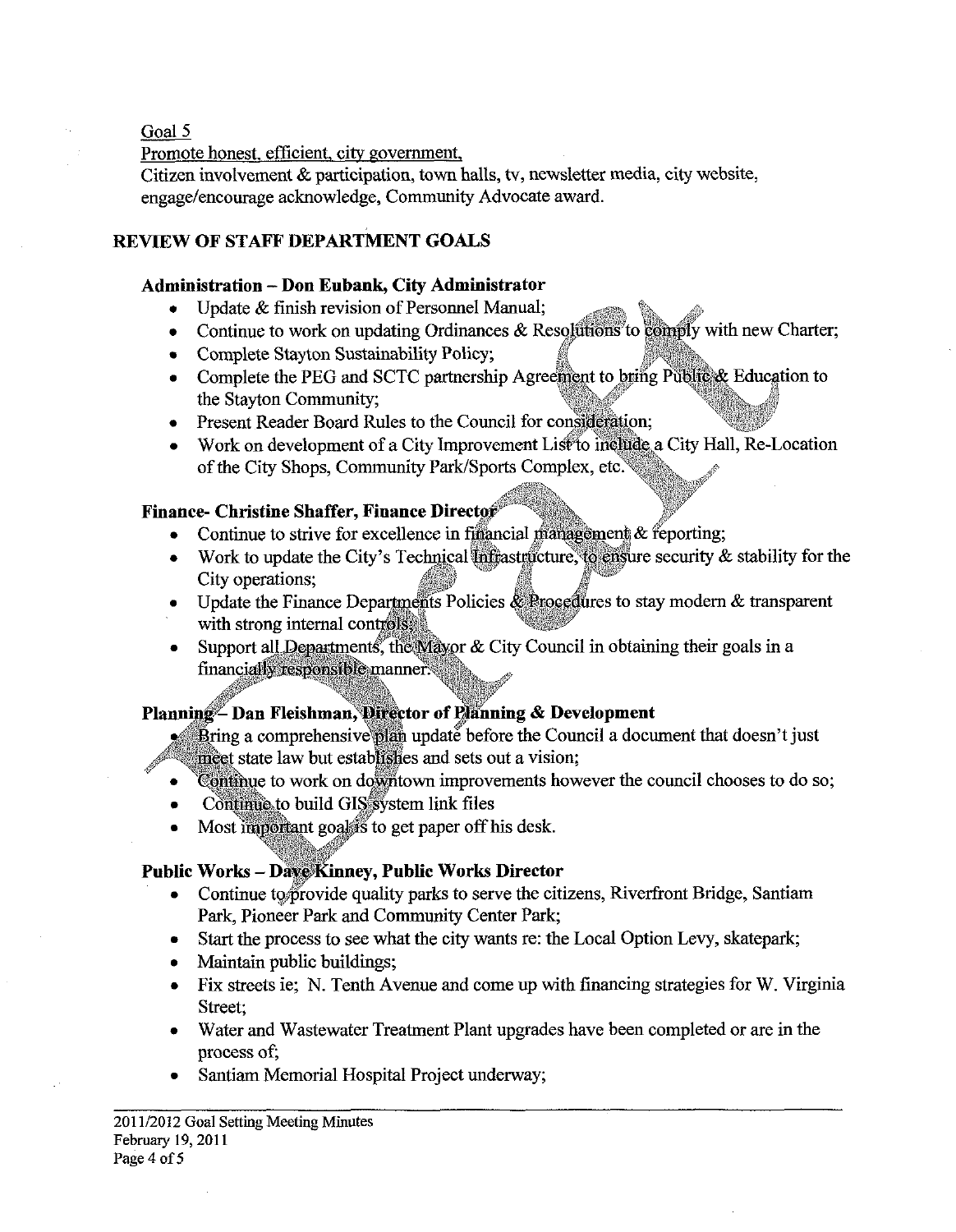Goal 5

Promote honest, efficient, city government,

Citizen involvement & participation, town halls, tv, newsletter media, city website, engage/encourage acknowledge, Community Advocate award.

## REVIEW OF STAFF DEPARTMENT GOALS

### Administration – Don Eubank, City Administrator

- Update & finish revision of Personnel Manual;
- Continue to work on updating Ordinances & Resolutions to comply with new Charter;
- Complete Stayton Sustainability Policy;
- Complete the PEG and SCTC partnership Agreement to bring Public & Education to the Stayton Community;
- Present Reader Board Rules to the Council for consideration;
- Work on development of a City Improvement List to include a City Hall, Re-Location of the City Shops, Community Park/Sports Complex, etc.

### Finance- Christine Shaffer, Finance Director

- Continue to strive for excellence in financial management & reporting;
- Work to update the City's Technical Infrastructure, to ensure security & stability for the City operations;
- Update the Finance Departments Policies & Procedures to stay modern & transparent with strong internal controls;
- Support all Departments, the Mayor & City Council in obtaining their goals in a financially responsible manner.

### Planning – Dan Fleishman, Director of Planning & Development

- Bring a comprehensive plan update before the Council a document that doesn't just meet state law but establishes and sets out a vision;
- Continue to work on downtown improvements however the council chooses to do so;
- Continue to build GIS system link files
- Most important goal is to get paper off his desk.

### Public Works – Dave Kinney, Public Works Director

- Continue to provide quality parks to serve the citizens, Riverfront Bridge, Santiam Park, Pioneer Park and Community Center Park;
- Start the process to see what the city wants re: the Local Option Levy, skatepark;
- Maintain public buildings;
- Fix streets ie; N. Tenth Avenue and come up with financing strategies for W. Virginia Street;
- Water and Wastewater Treatment Plant upgrades have been completed or are in the process of;
- Santiam Memorial Hospital Project underway;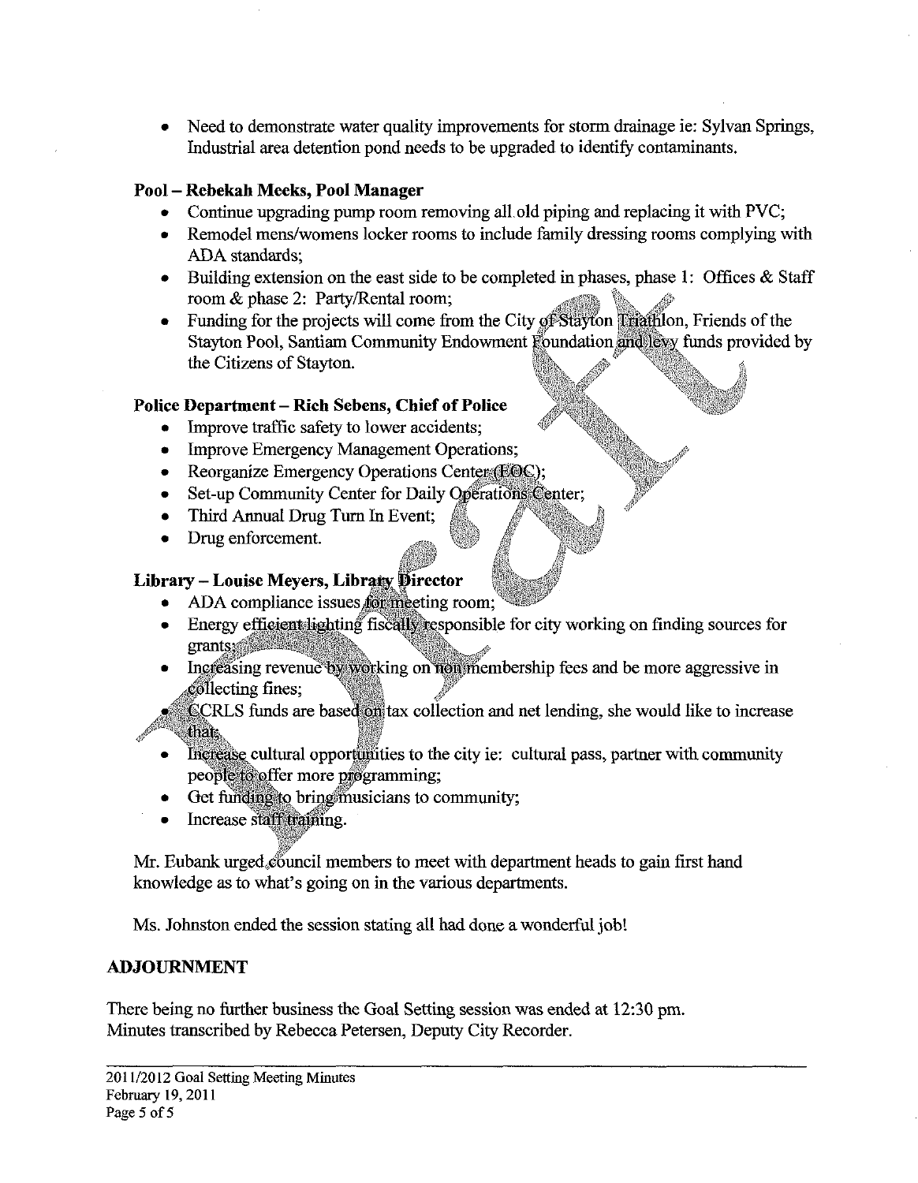- Need to demonstrate water quality improvements for storm drainage ie: Sylvan Springs, Industrial area detention pond needs to be upgraded to identify contaminants.

**Pool – Rebekah Meeks, Pool Manager**

- Continue upgrading pump room removing all old piping and replacing it with PVC;
- Remodel mens/womens locker rooms to include family dressing rooms complying with ADA standards;
- Building extension on the east side to be completed in phases, phase 1: Offices & Staff room & phase 2: Party/Rental room;
- Funding for the projects will come from the City of Stayton Triathlon, Friends of the Stayton Pool, Santiam Community Endowment Foundation and levy funds provided by the Citizens of Stayton.

**Police Department – Rich Sebens, Chief of Police**

- Improve traffic safety to lower accidents;
- Improve Emergency Management Operations;
- Reorganize Emergency Operations Center (EOC);
- Set-up Community Center for Daily Operations Center;
- Third Annual Drug Turn In Event;
- Drug enforcement.

**Library – Louise Meyers, Library Director**

- ADA compliance issues for meeting room;
- Energy efficient lighting fiscally responsible for city working on finding sources for grants;
- Increasing revenue by working on non membership fees and be more aggressive in collecting fines;
- CCRLS funds are based on tax collection and net lending, she would like to increase that;
- Increase cultural opportunities to the city ie: cultural pass, partner with community people to offer more programming;
- Get funding to bring musicians to community;
- Increase staff training.

Mr. Eubank urged council members to meet with department heads to gain first hand knowledge as to what's going on in the various departments.

Ms. Johnston ended the session stating all had done a wonderful job!

## ADJOURNMENT

There being no further business the Goal Setting session was ended at 12:30 pm.
Minutes transcribed by Rebecca Petersen, Deputy City Recorder.